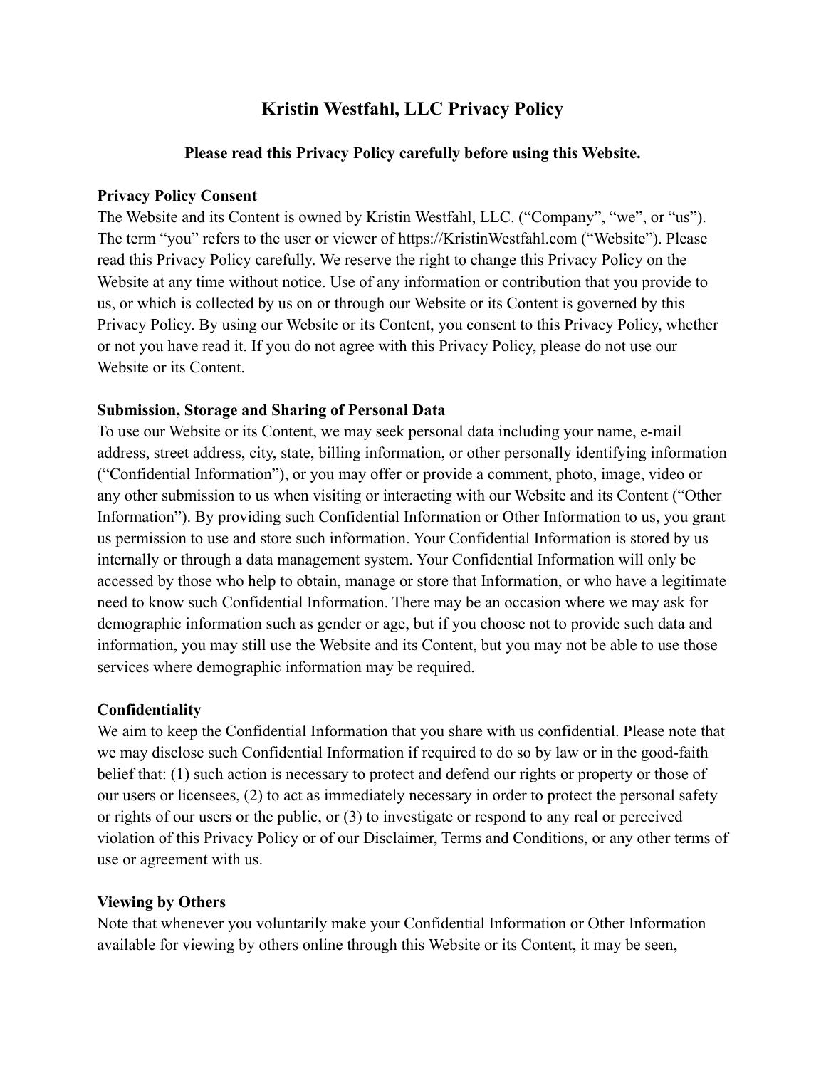# Kristin Westfahl, LLC Privacy Policy

**Please read this Privacy Policy carefully before using this Website.**

**Privacy Policy Consent**

The Website and its Content is owned by Kristin Westfahl, LLC. ("Company", "we", or "us"). The term "you" refers to the user or viewer of https://KristinWestfahl.com ("Website"). Please read this Privacy Policy carefully. We reserve the right to change this Privacy Policy on the Website at any time without notice. Use of any information or contribution that you provide to us, or which is collected by us on or through our Website or its Content is governed by this Privacy Policy. By using our Website or its Content, you consent to this Privacy Policy, whether or not you have read it. If you do not agree with this Privacy Policy, please do not use our Website or its Content.

**Submission, Storage and Sharing of Personal Data**

To use our Website or its Content, we may seek personal data including your name, e-mail address, street address, city, state, billing information, or other personally identifying information ("Confidential Information"), or you may offer or provide a comment, photo, image, video or any other submission to us when visiting or interacting with our Website and its Content ("Other Information"). By providing such Confidential Information or Other Information to us, you grant us permission to use and store such information. Your Confidential Information is stored by us internally or through a data management system. Your Confidential Information will only be accessed by those who help to obtain, manage or store that Information, or who have a legitimate need to know such Confidential Information. There may be an occasion where we may ask for demographic information such as gender or age, but if you choose not to provide such data and information, you may still use the Website and its Content, but you may not be able to use those services where demographic information may be required.

**Confidentiality**

We aim to keep the Confidential Information that you share with us confidential. Please note that we may disclose such Confidential Information if required to do so by law or in the good-faith belief that: (1) such action is necessary to protect and defend our rights or property or those of our users or licensees, (2) to act as immediately necessary in order to protect the personal safety or rights of our users or the public, or (3) to investigate or respond to any real or perceived violation of this Privacy Policy or of our Disclaimer, Terms and Conditions, or any other terms of use or agreement with us.

**Viewing by Others**

Note that whenever you voluntarily make your Confidential Information or Other Information available for viewing by others online through this Website or its Content, it may be seen,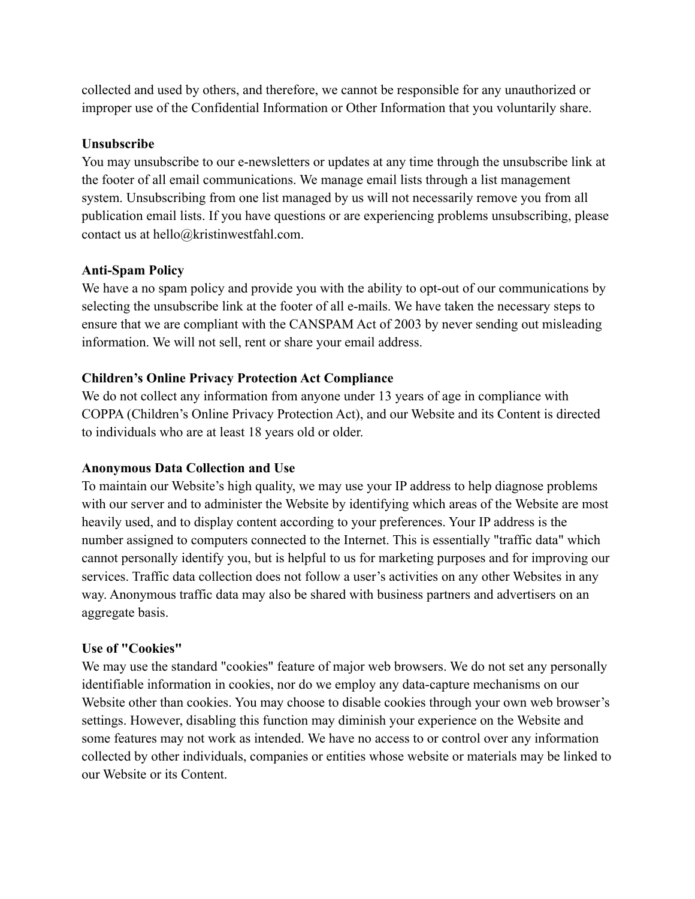collected and used by others, and therefore, we cannot be responsible for any unauthorized or improper use of the Confidential Information or Other Information that you voluntarily share.

**Unsubscribe**

You may unsubscribe to our e-newsletters or updates at any time through the unsubscribe link at the footer of all email communications. We manage email lists through a list management system. Unsubscribing from one list managed by us will not necessarily remove you from all publication email lists. If you have questions or are experiencing problems unsubscribing, please contact us at hello@kristinwestfahl.com.

**Anti-Spam Policy**

We have a no spam policy and provide you with the ability to opt-out of our communications by selecting the unsubscribe link at the footer of all e-mails. We have taken the necessary steps to ensure that we are compliant with the CANSPAM Act of 2003 by never sending out misleading information. We will not sell, rent or share your email address.

**Children's Online Privacy Protection Act Compliance**

We do not collect any information from anyone under 13 years of age in compliance with COPPA (Children's Online Privacy Protection Act), and our Website and its Content is directed to individuals who are at least 18 years old or older.

**Anonymous Data Collection and Use**

To maintain our Website's high quality, we may use your IP address to help diagnose problems with our server and to administer the Website by identifying which areas of the Website are most heavily used, and to display content according to your preferences. Your IP address is the number assigned to computers connected to the Internet. This is essentially "traffic data" which cannot personally identify you, but is helpful to us for marketing purposes and for improving our services. Traffic data collection does not follow a user's activities on any other Websites in any way. Anonymous traffic data may also be shared with business partners and advertisers on an aggregate basis.

**Use of "Cookies"**

We may use the standard "cookies" feature of major web browsers. We do not set any personally identifiable information in cookies, nor do we employ any data-capture mechanisms on our Website other than cookies. You may choose to disable cookies through your own web browser's settings. However, disabling this function may diminish your experience on the Website and some features may not work as intended. We have no access to or control over any information collected by other individuals, companies or entities whose website or materials may be linked to our Website or its Content.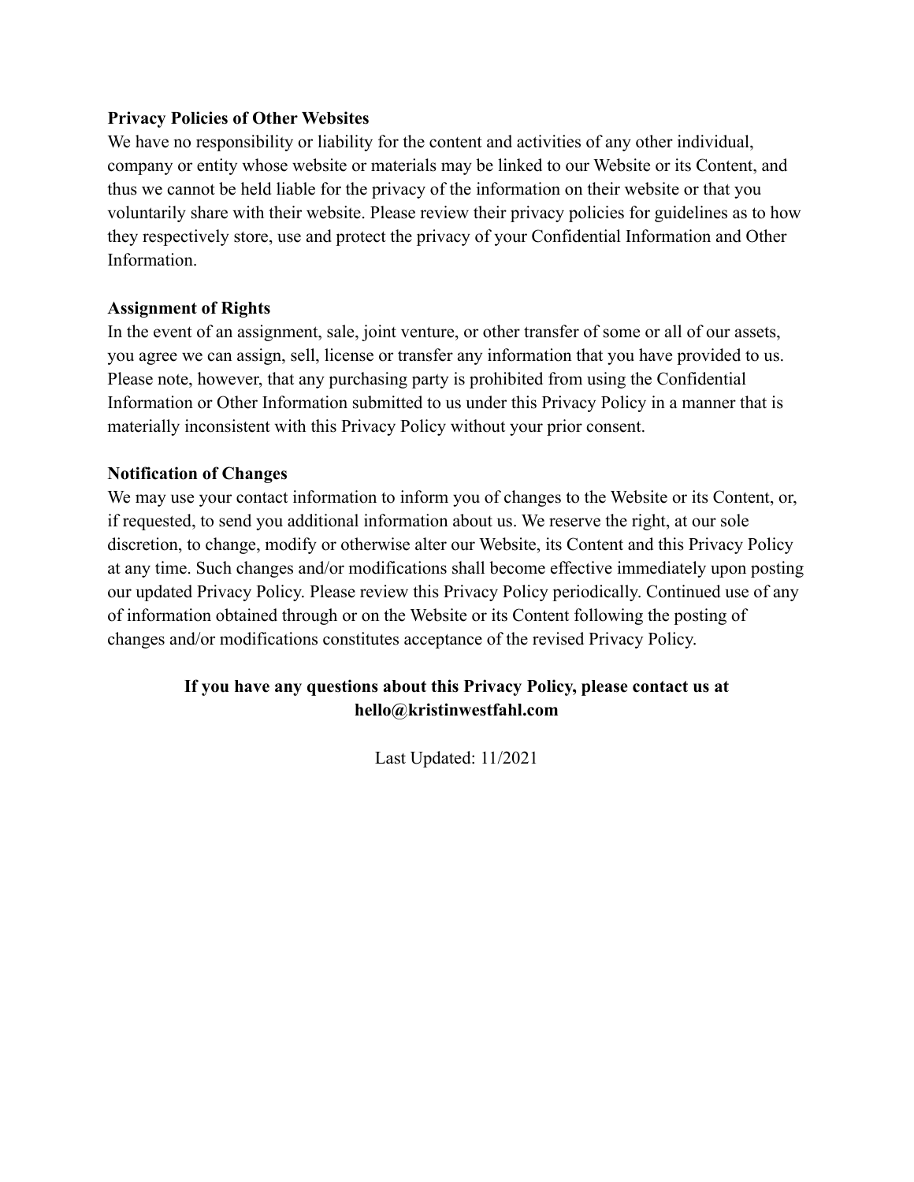**Privacy Policies of Other Websites**

We have no responsibility or liability for the content and activities of any other individual, company or entity whose website or materials may be linked to our Website or its Content, and thus we cannot be held liable for the privacy of the information on their website or that you voluntarily share with their website. Please review their privacy policies for guidelines as to how they respectively store, use and protect the privacy of your Confidential Information and Other Information.

**Assignment of Rights**

In the event of an assignment, sale, joint venture, or other transfer of some or all of our assets, you agree we can assign, sell, license or transfer any information that you have provided to us. Please note, however, that any purchasing party is prohibited from using the Confidential Information or Other Information submitted to us under this Privacy Policy in a manner that is materially inconsistent with this Privacy Policy without your prior consent.

**Notification of Changes**

We may use your contact information to inform you of changes to the Website or its Content, or, if requested, to send you additional information about us. We reserve the right, at our sole discretion, to change, modify or otherwise alter our Website, its Content and this Privacy Policy at any time. Such changes and/or modifications shall become effective immediately upon posting our updated Privacy Policy. Please review this Privacy Policy periodically. Continued use of any of information obtained through or on the Website or its Content following the posting of changes and/or modifications constitutes acceptance of the revised Privacy Policy.

**If you have any questions about this Privacy Policy, please contact us at hello@kristinwestfahl.com**

Last Updated: 11/2021